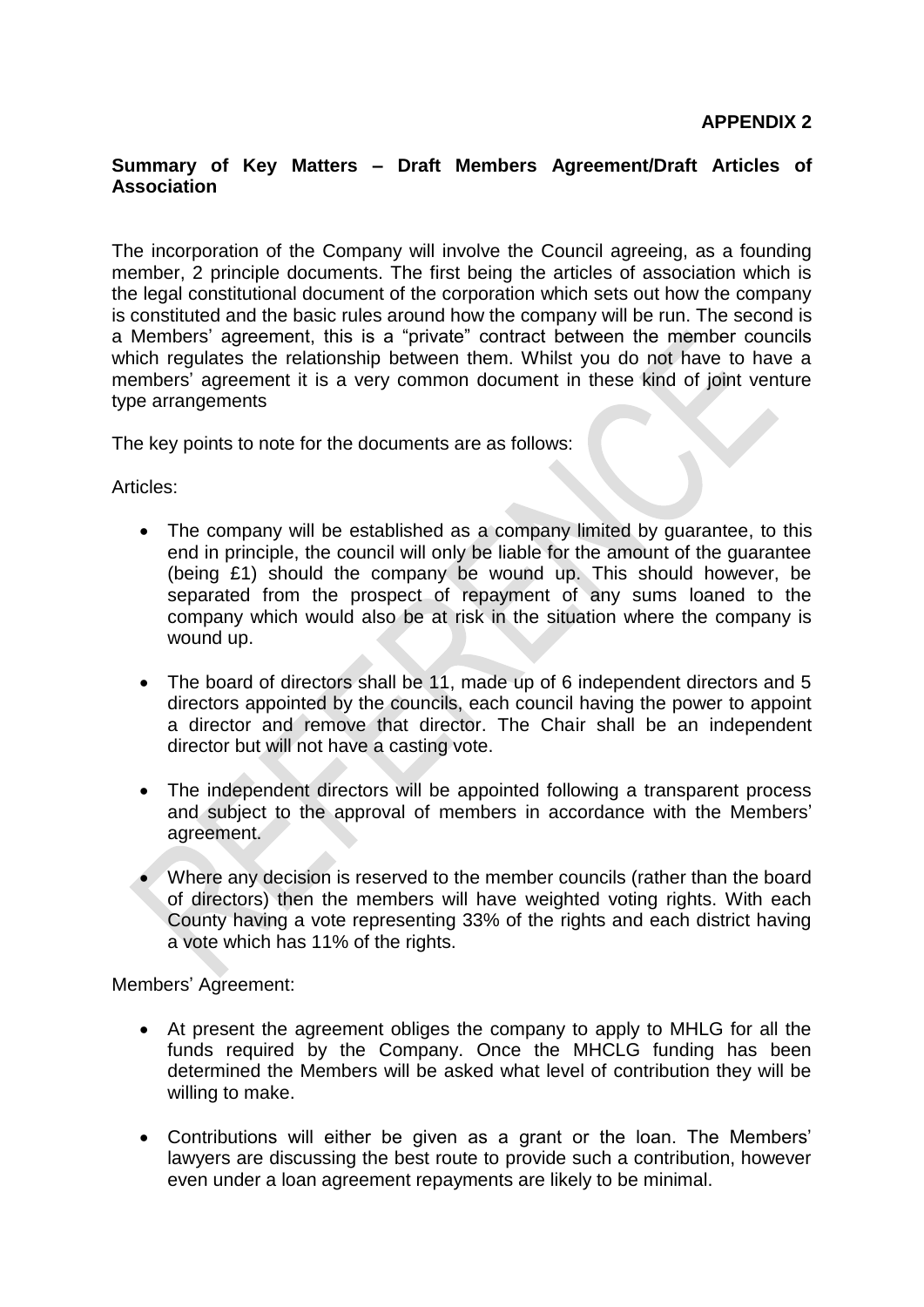**APPENDIX 2**

**Summary of Key Matters – Draft Members Agreement/Draft Articles of Association**

The incorporation of the Company will involve the Council agreeing, as a founding member, 2 principle documents. The first being the articles of association which is the legal constitutional document of the corporation which sets out how the company is constituted and the basic rules around how the company will be run. The second is a Members' agreement, this is a "private" contract between the member councils which regulates the relationship between them. Whilst you do not have to have a members' agreement it is a very common document in these kind of joint venture type arrangements

The key points to note for the documents are as follows:

Articles:

- The company will be established as a company limited by guarantee, to this end in principle, the council will only be liable for the amount of the guarantee (being £1) should the company be wound up. This should however, be separated from the prospect of repayment of any sums loaned to the company which would also be at risk in the situation where the company is wound up.
- The board of directors shall be 11, made up of 6 independent directors and 5 directors appointed by the councils, each council having the power to appoint a director and remove that director. The Chair shall be an independent director but will not have a casting vote.
- The independent directors will be appointed following a transparent process and subject to the approval of members in accordance with the Members' agreement.
- Where any decision is reserved to the member councils (rather than the board of directors) then the members will have weighted voting rights. With each County having a vote representing 33% of the rights and each district having a vote which has 11% of the rights.

Members' Agreement:

- At present the agreement obliges the company to apply to MHLG for all the funds required by the Company. Once the MHCLG funding has been determined the Members will be asked what level of contribution they will be willing to make.
- Contributions will either be given as a grant or the loan. The Members' lawyers are discussing the best route to provide such a contribution, however even under a loan agreement repayments are likely to be minimal.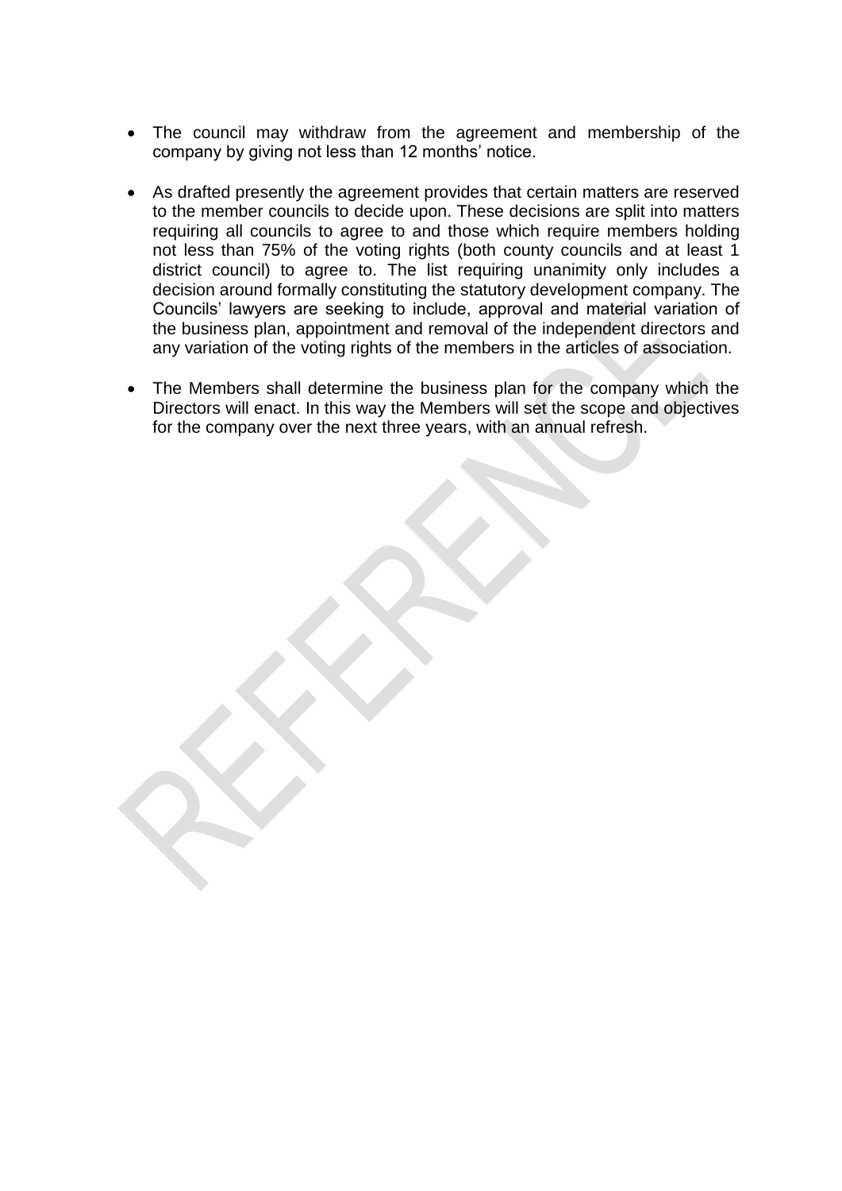- The council may withdraw from the agreement and membership of the company by giving not less than 12 months' notice.

- As drafted presently the agreement provides that certain matters are reserved to the member councils to decide upon. These decisions are split into matters requiring all councils to agree to and those which require members holding not less than 75% of the voting rights (both county councils and at least 1 district council) to agree to. The list requiring unanimity only includes a decision around formally constituting the statutory development company. The Councils' lawyers are seeking to include, approval and material variation of the business plan, appointment and removal of the independent directors and any variation of the voting rights of the members in the articles of association.

- The Members shall determine the business plan for the company which the Directors will enact. In this way the Members will set the scope and objectives for the company over the next three years, with an annual refresh.